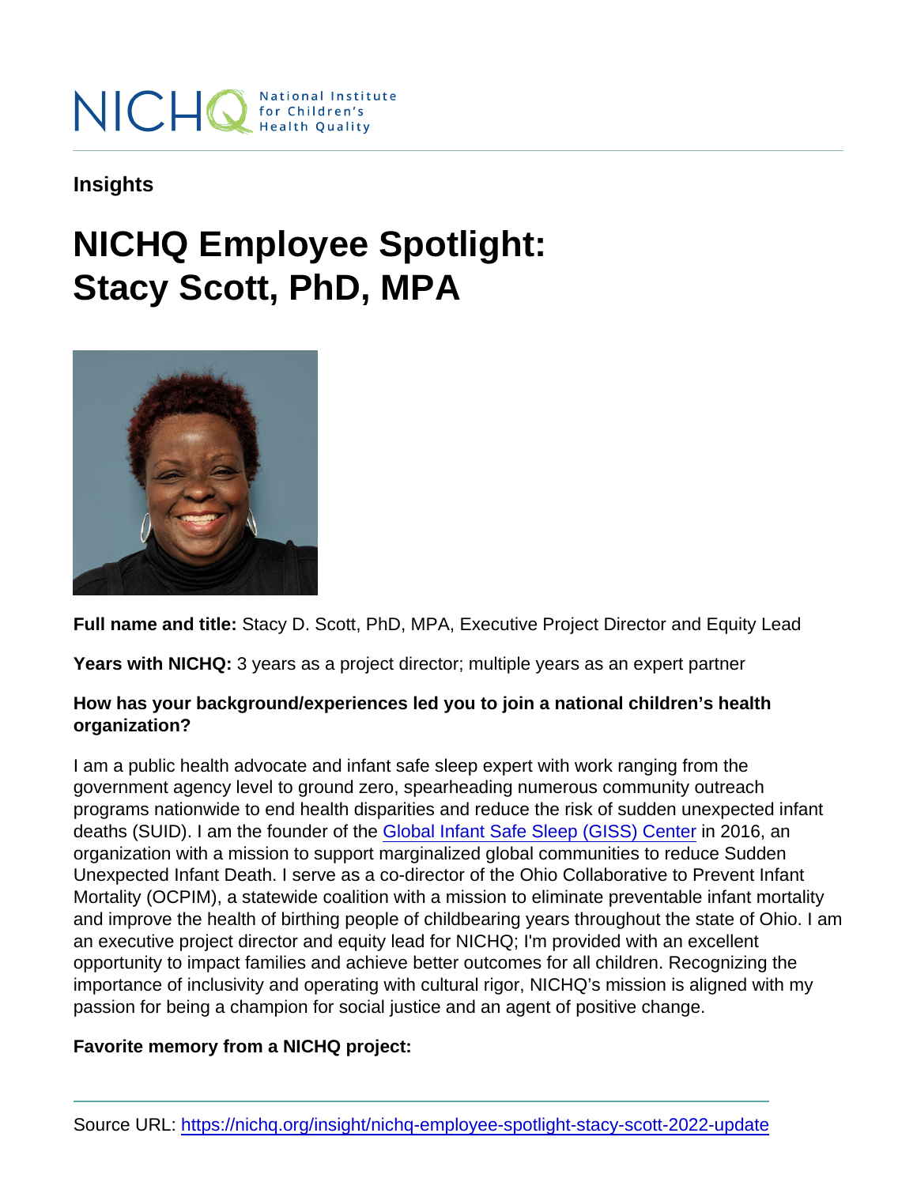Insights

# NICHQ Employee Spotlight: Stacy Scott, PhD, MPA

**Full name and title:** Stacy D. Scott, PhD, MPA, Executive Project Director and Equity Lead

**Years with NICHQ:** 3 years as a project director; multiple years as an expert partner

**How has your background/experiences led you to join a national children's health organization?**

I am a public health advocate and infant safe sleep expert with work ranging from the government agency level to ground zero, spearheading numerous community outreach programs nationwide to end health disparities and reduce the risk of sudden unexpected infant deaths (SUID). I am the founder of the [Global Infant Safe Sleep (GISS) Center] in 2016, an organization with a mission to support marginalized global communities to reduce Sudden Unexpected Infant Death. I serve as a co-director of the Ohio Collaborative to Prevent Infant Mortality (OCPIM), a statewide coalition with a mission to eliminate preventable infant mortality and improve the health of birthing people of childbearing years throughout the state of Ohio. I am an executive project director and equity lead for NICHQ; I'm provided with an excellent opportunity to impact families and achieve better outcomes for all children. Recognizing the importance of inclusivity and operating with cultural rigor, NICHQ's mission is aligned with my passion for being a champion for social justice and an agent of positive change.

**Favorite memory from a NICHQ project:**

Source URL: https://nichq.org/insight/nichq-employee-spotlight-stacy-scott-2022-update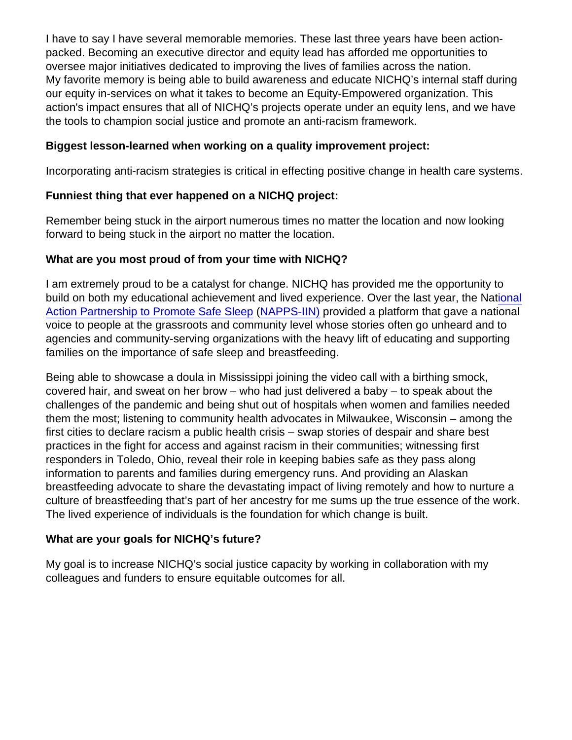I have to say I have several memorable memories. These last three years have been action-packed. Becoming an executive director and equity lead has afforded me opportunities to oversee major initiatives dedicated to improving the lives of families across the nation. My favorite memory is being able to build awareness and educate NICHQ's internal staff during our equity in-services on what it takes to become an Equity-Empowered organization. This action's impact ensures that all of NICHQ's projects operate under an equity lens, and we have the tools to champion social justice and promote an anti-racism framework.

**Biggest lesson-learned when working on a quality improvement project:**

Incorporating anti-racism strategies is critical in effecting positive change in health care systems.

**Funniest thing that ever happened on a NICHQ project:**

Remember being stuck in the airport numerous times no matter the location and now looking forward to being stuck in the airport no matter the location.

**What are you most proud of from your time with NICHQ?**

I am extremely proud to be a catalyst for change. NICHQ has provided me the opportunity to build on both my educational achievement and lived experience. Over the last year, the National Action Partnership to Promote Safe Sleep (NAPPS-IIN) provided a platform that gave a national voice to people at the grassroots and community level whose stories often go unheard and to agencies and community-serving organizations with the heavy lift of educating and supporting families on the importance of safe sleep and breastfeeding.

Being able to showcase a doula in Mississippi joining the video call with a birthing smock, covered hair, and sweat on her brow – who had just delivered a baby – to speak about the challenges of the pandemic and being shut out of hospitals when women and families needed them the most; listening to community health advocates in Milwaukee, Wisconsin – among the first cities to declare racism a public health crisis – swap stories of despair and share best practices in the fight for access and against racism in their communities; witnessing first responders in Toledo, Ohio, reveal their role in keeping babies safe as they pass along information to parents and families during emergency runs. And providing an Alaskan breastfeeding advocate to share the devastating impact of living remotely and how to nurture a culture of breastfeeding that's part of her ancestry for me sums up the true essence of the work. The lived experience of individuals is the foundation for which change is built.

**What are your goals for NICHQ's future?**

My goal is to increase NICHQ's social justice capacity by working in collaboration with my colleagues and funders to ensure equitable outcomes for all.